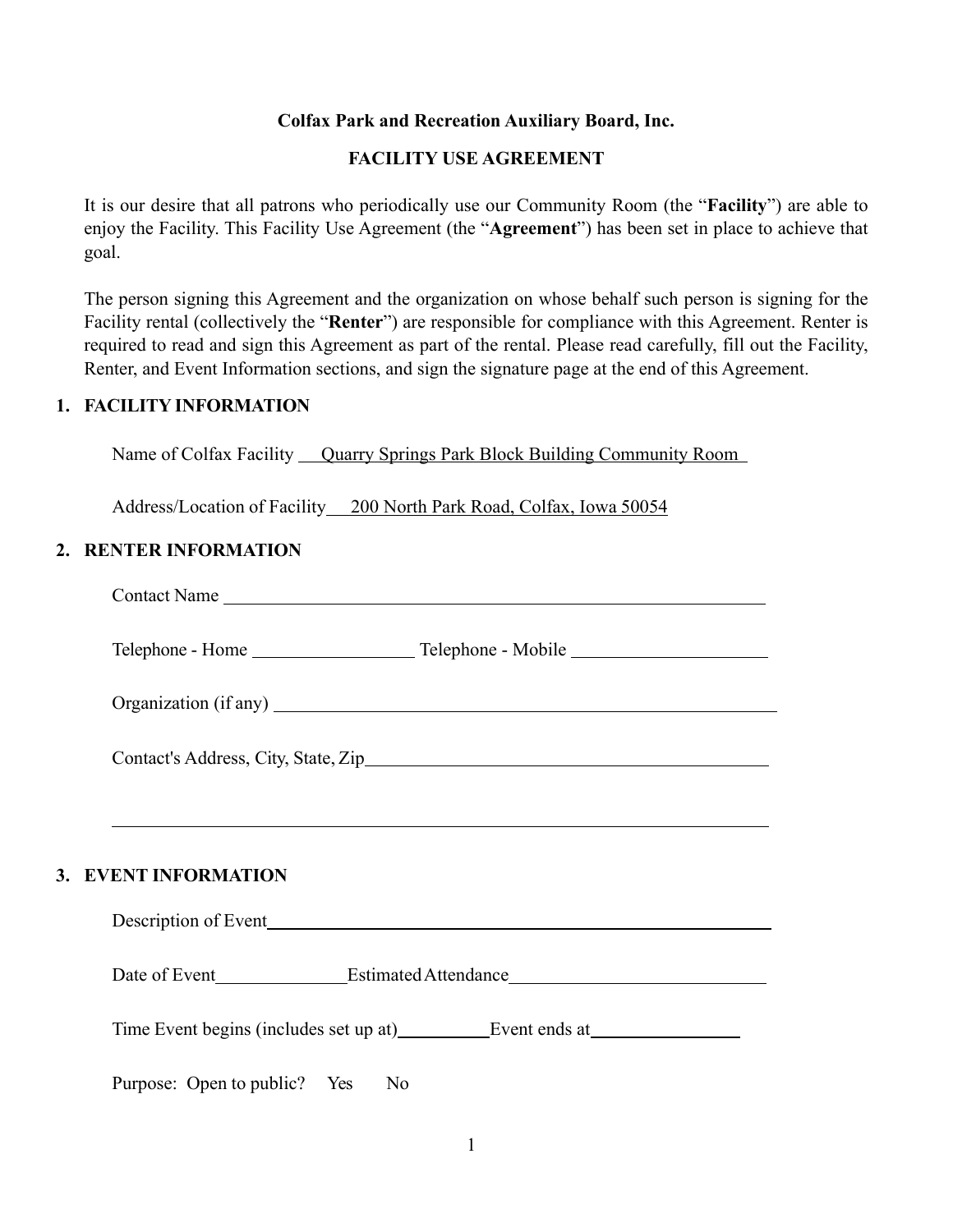**Colfax Park and Recreation Auxiliary Board, Inc.**

**FACILITY USE AGREEMENT**

It is our desire that all patrons who periodically use our Community Room (the "**Facility**") are able to enjoy the Facility. This Facility Use Agreement (the "**Agreement**") has been set in place to achieve that goal.

The person signing this Agreement and the organization on whose behalf such person is signing for the Facility rental (collectively the "**Renter**") are responsible for compliance with this Agreement. Renter is required to read and sign this Agreement as part of the rental. Please read carefully, fill out the Facility, Renter, and Event Information sections, and sign the signature page at the end of this Agreement.

## 1. FACILITY INFORMATION

Name of Colfax Facility Quarry Springs Park Block Building Community Room

Address/Location of Facility 200 North Park Road, Colfax, Iowa 50054

## 2. RENTER INFORMATION

Contact Name ______________________________________________

Telephone - Home ________________ Telephone - Mobile ________________

Organization (if any) ______________________________________________

Contact's Address, City, State, Zip ______________________________________________

______________________________________________

## 3. EVENT INFORMATION

Description of Event ______________________________________________

Date of Event ____________ Estimated Attendance ______________________

Time Event begins (includes set up at) ________ Event ends at ______________

Purpose: Open to public? Yes No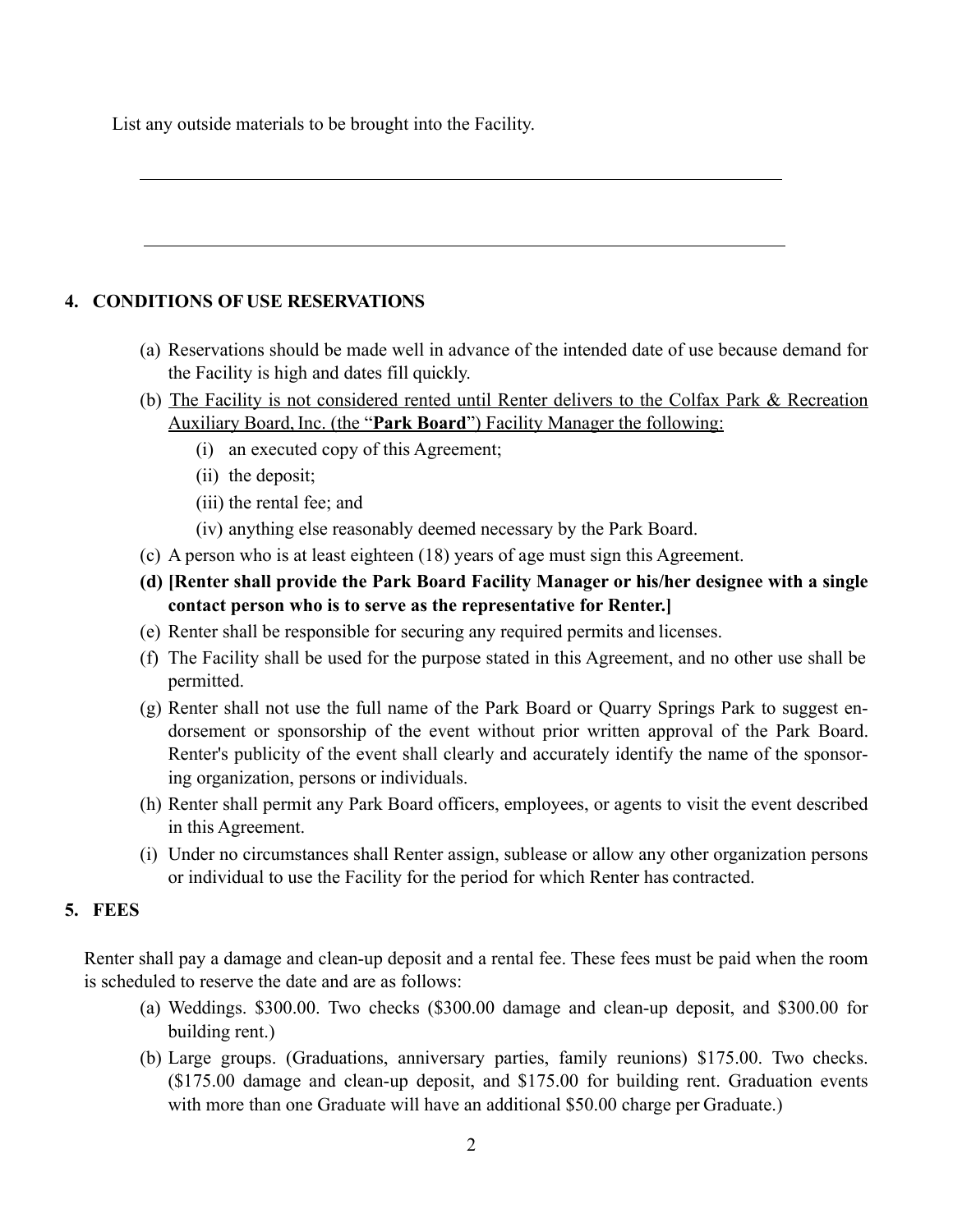List any outside materials to be brought into the Facility.

\_\_\_\_\_\_\_\_\_\_\_\_\_\_\_\_\_\_\_\_\_\_\_\_\_\_\_\_\_\_\_\_\_\_\_\_\_\_\_\_\_\_\_\_\_\_\_\_\_\_\_\_\_\_\_\_\_\_\_\_\_\_\_\_\_\_\_\_\_\_

\_\_\_\_\_\_\_\_\_\_\_\_\_\_\_\_\_\_\_\_\_\_\_\_\_\_\_\_\_\_\_\_\_\_\_\_\_\_\_\_\_\_\_\_\_\_\_\_\_\_\_\_\_\_\_\_\_\_\_\_\_\_\_\_\_\_\_\_\_\_

## 4. CONDITIONS OF USE RESERVATIONS

(a) Reservations should be made well in advance of the intended date of use because demand for the Facility is high and dates fill quickly.

(b) <u>The Facility is not considered rented until Renter delivers to the Colfax Park & Recreation Auxiliary Board, Inc. (the "**Park Board**") Facility Manager the following:</u>

  (i) an executed copy of this Agreement;

  (ii) the deposit;

  (iii) the rental fee; and

  (iv) anything else reasonably deemed necessary by the Park Board.

(c) A person who is at least eighteen (18) years of age must sign this Agreement.

**(d) [Renter shall provide the Park Board Facility Manager or his/her designee with a single contact person who is to serve as the representative for Renter.]**

(e) Renter shall be responsible for securing any required permits and licenses.

(f) The Facility shall be used for the purpose stated in this Agreement, and no other use shall be permitted.

(g) Renter shall not use the full name of the Park Board or Quarry Springs Park to suggest endorsement or sponsorship of the event without prior written approval of the Park Board. Renter's publicity of the event shall clearly and accurately identify the name of the sponsoring organization, persons or individuals.

(h) Renter shall permit any Park Board officers, employees, or agents to visit the event described in this Agreement.

(i) Under no circumstances shall Renter assign, sublease or allow any other organization persons or individual to use the Facility for the period for which Renter has contracted.

## 5. FEES

Renter shall pay a damage and clean-up deposit and a rental fee. These fees must be paid when the room is scheduled to reserve the date and are as follows:

(a) Weddings. $300.00. Two checks ($300.00 damage and clean-up deposit, and $300.00 for building rent.)

(b) Large groups. (Graduations, anniversary parties, family reunions) $175.00. Two checks. ($175.00 damage and clean-up deposit, and $175.00 for building rent. Graduation events with more than one Graduate will have an additional $50.00 charge per Graduate.)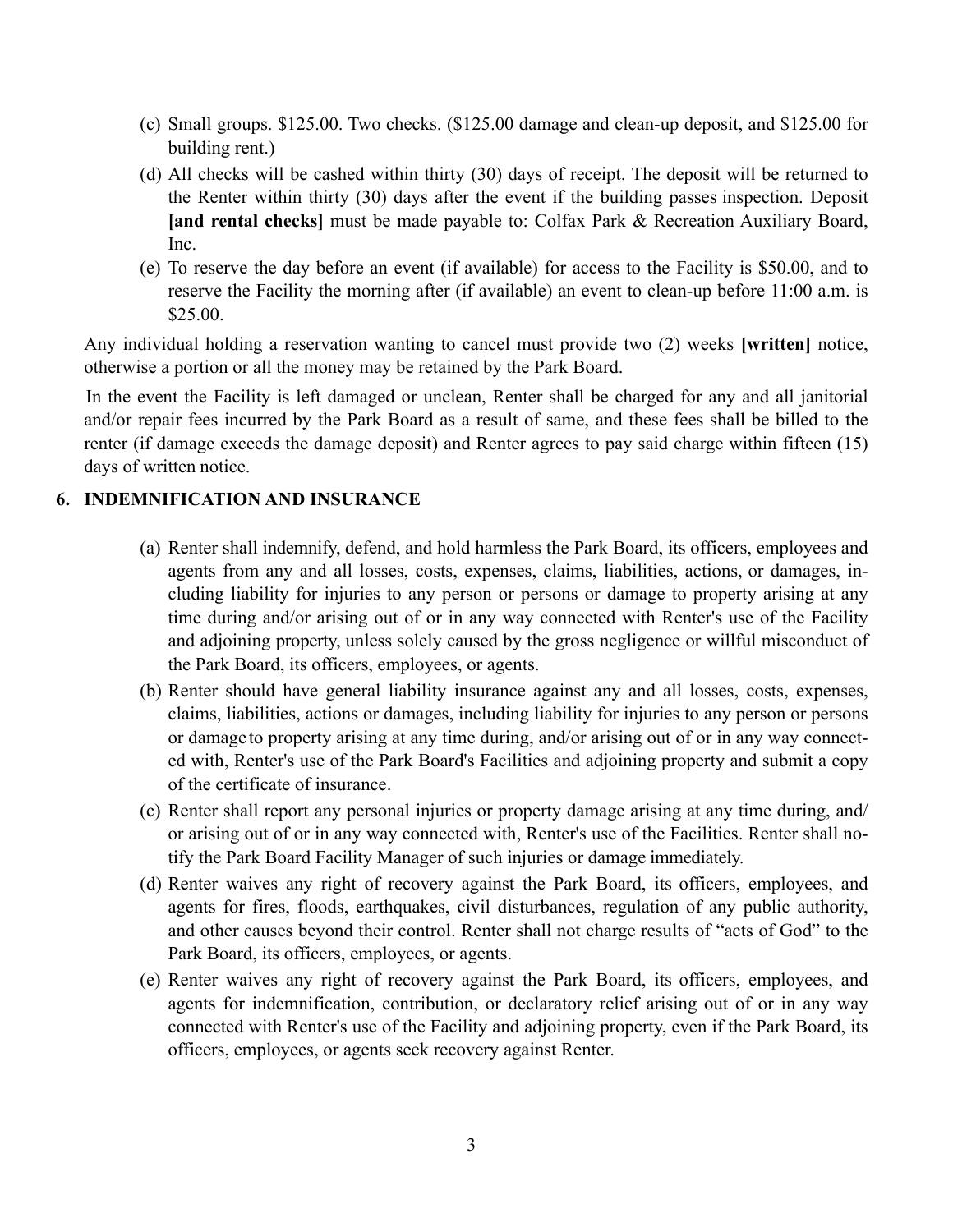(c) Small groups. $125.00. Two checks. ($125.00 damage and clean-up deposit, and $125.00 for building rent.)

(d) All checks will be cashed within thirty (30) days of receipt. The deposit will be returned to the Renter within thirty (30) days after the event if the building passes inspection. Deposit **[and rental checks]** must be made payable to: Colfax Park & Recreation Auxiliary Board, Inc.

(e) To reserve the day before an event (if available) for access to the Facility is $50.00, and to reserve the Facility the morning after (if available) an event to clean-up before 11:00 a.m. is $25.00.

Any individual holding a reservation wanting to cancel must provide two (2) weeks **[written]** notice, otherwise a portion or all the money may be retained by the Park Board.

In the event the Facility is left damaged or unclean, Renter shall be charged for any and all janitorial and/or repair fees incurred by the Park Board as a result of same, and these fees shall be billed to the renter (if damage exceeds the damage deposit) and Renter agrees to pay said charge within fifteen (15) days of written notice.

## 6. INDEMNIFICATION AND INSURANCE

(a) Renter shall indemnify, defend, and hold harmless the Park Board, its officers, employees and agents from any and all losses, costs, expenses, claims, liabilities, actions, or damages, including liability for injuries to any person or persons or damage to property arising at any time during and/or arising out of or in any way connected with Renter's use of the Facility and adjoining property, unless solely caused by the gross negligence or willful misconduct of the Park Board, its officers, employees, or agents.

(b) Renter should have general liability insurance against any and all losses, costs, expenses, claims, liabilities, actions or damages, including liability for injuries to any person or persons or damage to property arising at any time during, and/or arising out of or in any way connected with, Renter's use of the Park Board's Facilities and adjoining property and submit a copy of the certificate of insurance.

(c) Renter shall report any personal injuries or property damage arising at any time during, and/or arising out of or in any way connected with, Renter's use of the Facilities. Renter shall notify the Park Board Facility Manager of such injuries or damage immediately.

(d) Renter waives any right of recovery against the Park Board, its officers, employees, and agents for fires, floods, earthquakes, civil disturbances, regulation of any public authority, and other causes beyond their control. Renter shall not charge results of "acts of God" to the Park Board, its officers, employees, or agents.

(e) Renter waives any right of recovery against the Park Board, its officers, employees, and agents for indemnification, contribution, or declaratory relief arising out of or in any way connected with Renter's use of the Facility and adjoining property, even if the Park Board, its officers, employees, or agents seek recovery against Renter.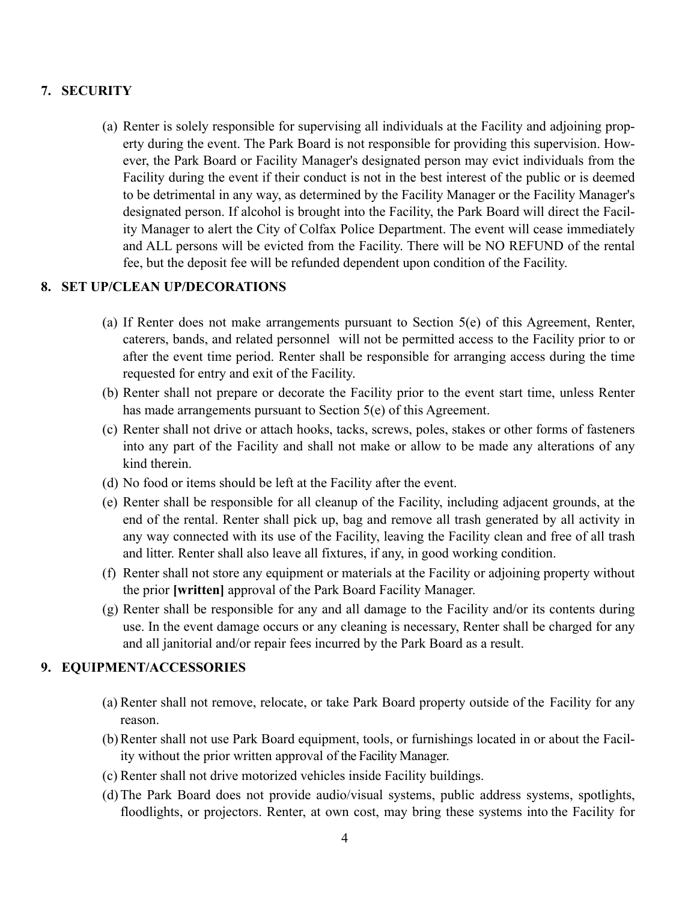## 7. SECURITY

(a) Renter is solely responsible for supervising all individuals at the Facility and adjoining property during the event. The Park Board is not responsible for providing this supervision. However, the Park Board or Facility Manager's designated person may evict individuals from the Facility during the event if their conduct is not in the best interest of the public or is deemed to be detrimental in any way, as determined by the Facility Manager or the Facility Manager's designated person. If alcohol is brought into the Facility, the Park Board will direct the Facility Manager to alert the City of Colfax Police Department. The event will cease immediately and ALL persons will be evicted from the Facility. There will be NO REFUND of the rental fee, but the deposit fee will be refunded dependent upon condition of the Facility.

## 8. SET UP/CLEAN UP/DECORATIONS

(a) If Renter does not make arrangements pursuant to Section 5(e) of this Agreement, Renter, caterers, bands, and related personnel will not be permitted access to the Facility prior to or after the event time period. Renter shall be responsible for arranging access during the time requested for entry and exit of the Facility.

(b) Renter shall not prepare or decorate the Facility prior to the event start time, unless Renter has made arrangements pursuant to Section 5(e) of this Agreement.

(c) Renter shall not drive or attach hooks, tacks, screws, poles, stakes or other forms of fasteners into any part of the Facility and shall not make or allow to be made any alterations of any kind therein.

(d) No food or items should be left at the Facility after the event.

(e) Renter shall be responsible for all cleanup of the Facility, including adjacent grounds, at the end of the rental. Renter shall pick up, bag and remove all trash generated by all activity in any way connected with its use of the Facility, leaving the Facility clean and free of all trash and litter. Renter shall also leave all fixtures, if any, in good working condition.

(f) Renter shall not store any equipment or materials at the Facility or adjoining property without the prior **[written]** approval of the Park Board Facility Manager.

(g) Renter shall be responsible for any and all damage to the Facility and/or its contents during use. In the event damage occurs or any cleaning is necessary, Renter shall be charged for any and all janitorial and/or repair fees incurred by the Park Board as a result.

## 9. EQUIPMENT/ACCESSORIES

(a) Renter shall not remove, relocate, or take Park Board property outside of the Facility for any reason.

(b) Renter shall not use Park Board equipment, tools, or furnishings located in or about the Facility without the prior written approval of the Facility Manager.

(c) Renter shall not drive motorized vehicles inside Facility buildings.

(d) The Park Board does not provide audio/visual systems, public address systems, spotlights, floodlights, or projectors. Renter, at own cost, may bring these systems into the Facility for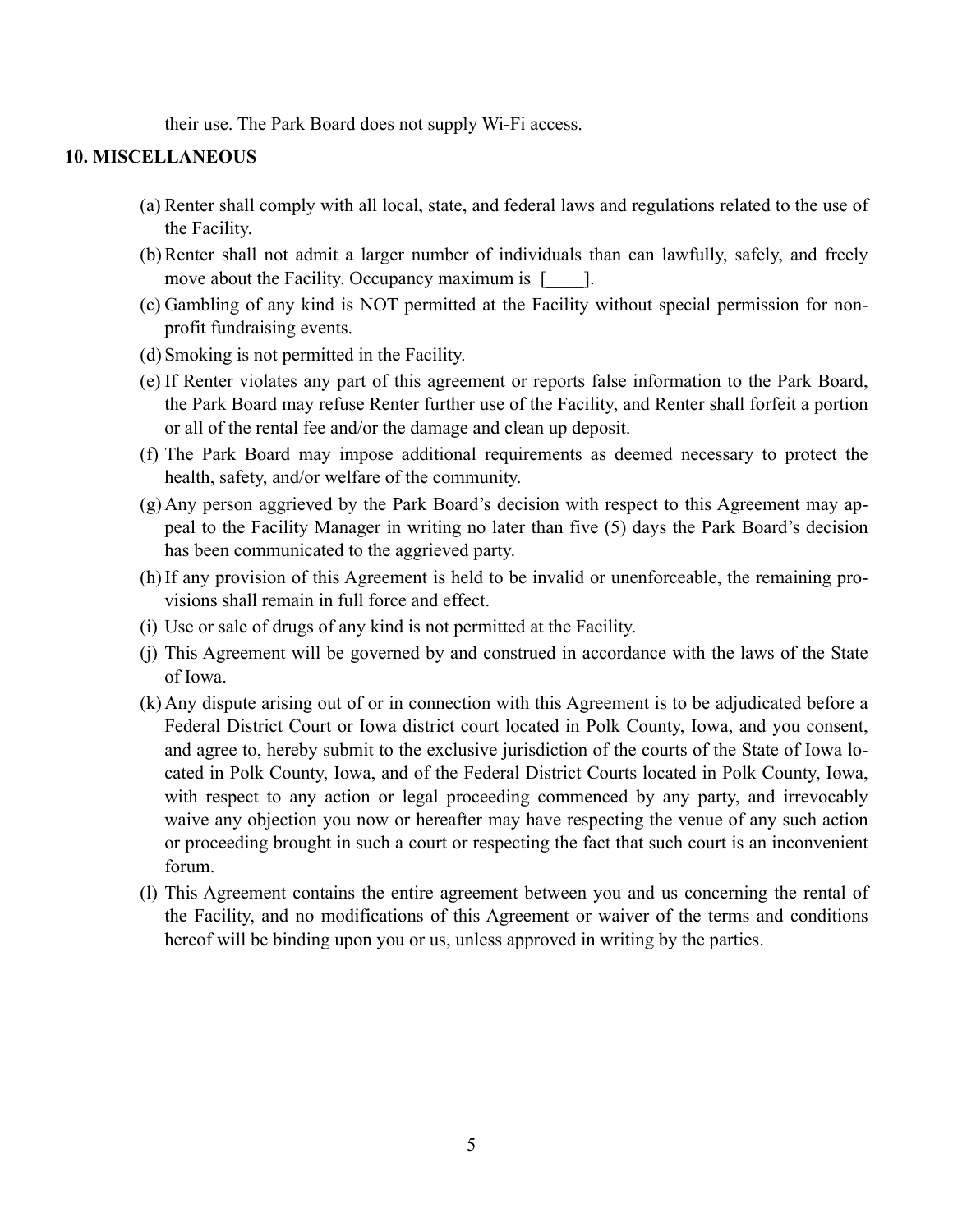their use. The Park Board does not supply Wi-Fi access.

**10. MISCELLANEOUS**

(a) Renter shall comply with all local, state, and federal laws and regulations related to the use of the Facility.

(b) Renter shall not admit a larger number of individuals than can lawfully, safely, and freely move about the Facility. Occupancy maximum is [____].

(c) Gambling of any kind is NOT permitted at the Facility without special permission for non-profit fundraising events.

(d) Smoking is not permitted in the Facility.

(e) If Renter violates any part of this agreement or reports false information to the Park Board, the Park Board may refuse Renter further use of the Facility, and Renter shall forfeit a portion or all of the rental fee and/or the damage and clean up deposit.

(f) The Park Board may impose additional requirements as deemed necessary to protect the health, safety, and/or welfare of the community.

(g) Any person aggrieved by the Park Board's decision with respect to this Agreement may appeal to the Facility Manager in writing no later than five (5) days the Park Board's decision has been communicated to the aggrieved party.

(h) If any provision of this Agreement is held to be invalid or unenforceable, the remaining provisions shall remain in full force and effect.

(i) Use or sale of drugs of any kind is not permitted at the Facility.

(j) This Agreement will be governed by and construed in accordance with the laws of the State of Iowa.

(k) Any dispute arising out of or in connection with this Agreement is to be adjudicated before a Federal District Court or Iowa district court located in Polk County, Iowa, and you consent, and agree to, hereby submit to the exclusive jurisdiction of the courts of the State of Iowa located in Polk County, Iowa, and of the Federal District Courts located in Polk County, Iowa, with respect to any action or legal proceeding commenced by any party, and irrevocably waive any objection you now or hereafter may have respecting the venue of any such action or proceeding brought in such a court or respecting the fact that such court is an inconvenient forum.

(l) This Agreement contains the entire agreement between you and us concerning the rental of the Facility, and no modifications of this Agreement or waiver of the terms and conditions hereof will be binding upon you or us, unless approved in writing by the parties.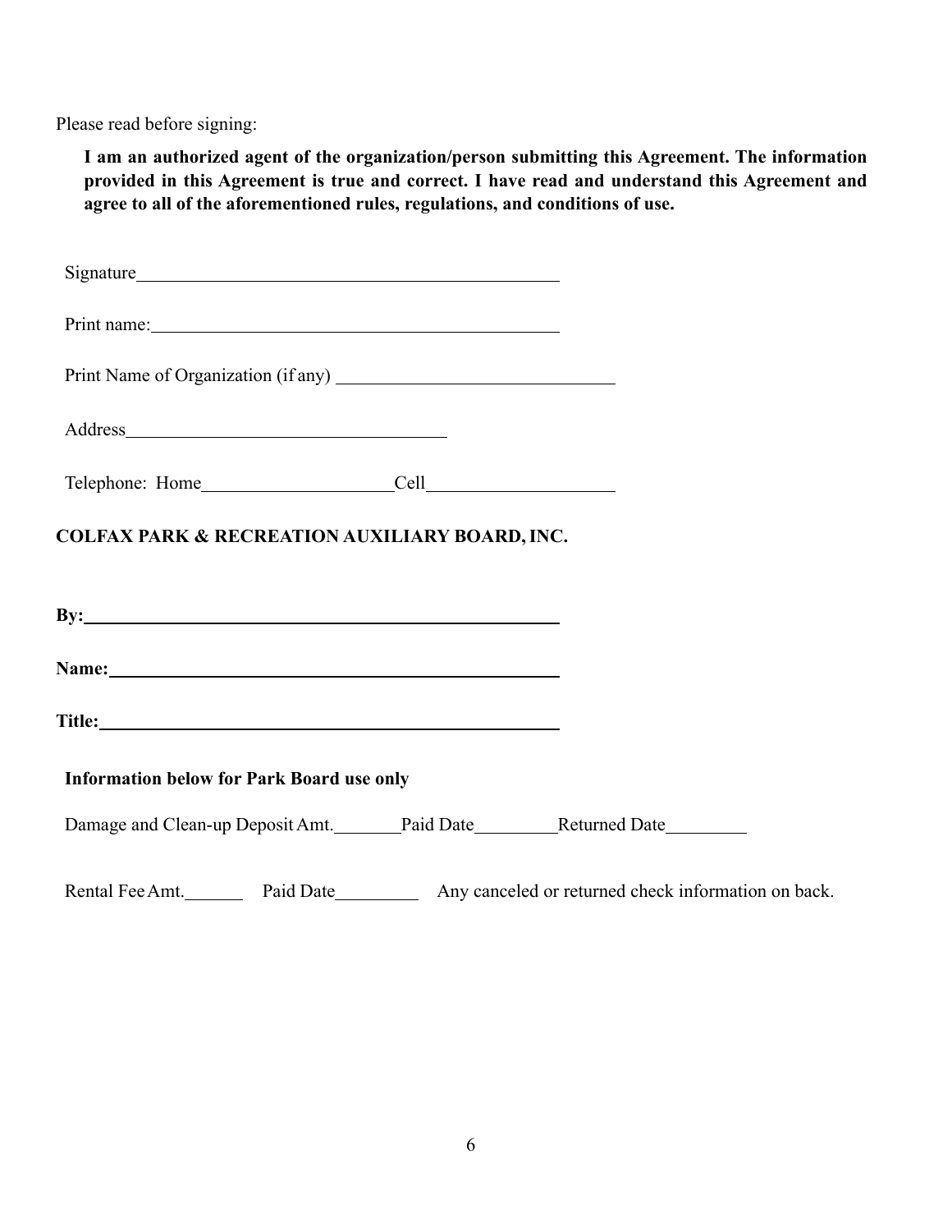Please read before signing:

**I am an authorized agent of the organization/person submitting this Agreement. The information provided in this Agreement is true and correct. I have read and understand this Agreement and agree to all of the aforementioned rules, regulations, and conditions of use.**

Signature_______________________________________________

Print name:_____________________________________________

Print Name of Organization (if any) ______________________________

Address____________________________________

Telephone: Home_____________________Cell____________________

**COLFAX PARK & RECREATION AUXILIARY BOARD, INC.**

**By:**____________________________________________________

**Name:**__________________________________________________

**Title:**___________________________________________________

**Information below for Park Board use only**

Damage and Clean-up Deposit Amt.________Paid Date_________Returned Date_________

Rental Fee Amt._______ Paid Date_________ Any canceled or returned check information on back.